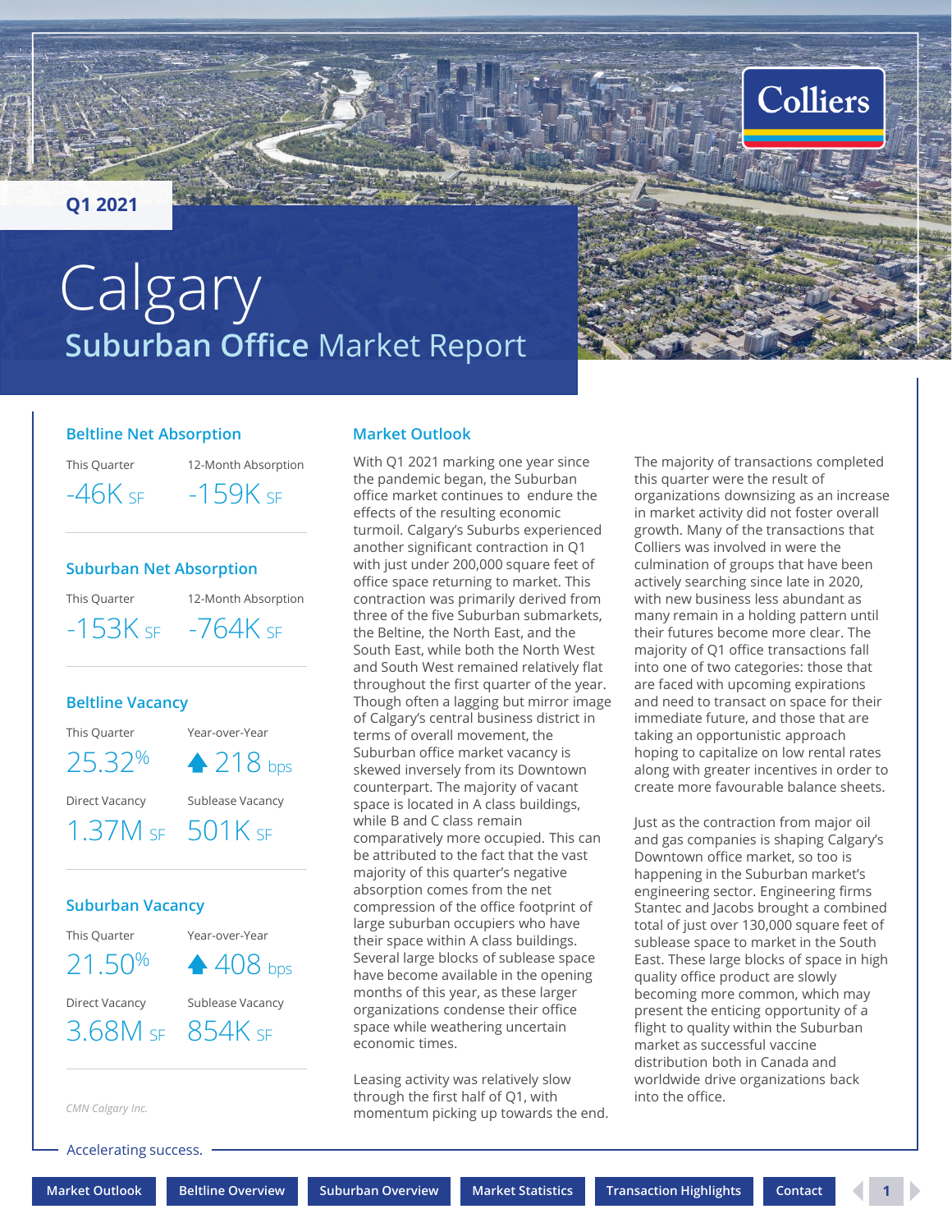Q1 2021

# Calgary

## Suburban Office Market Report

### Beltline Net Absorption

| This Quarter | 12-Month Absorption |
|---|---|
| -46K SF | -159K SF |

### Suburban Net Absorption

| This Quarter | 12-Month Absorption |
|---|---|
| -153K SF | -764K SF |

### Beltline Vacancy

| This Quarter | Year-over-Year |
|---|---|
| 25.32% | ▲ 218 bps |

| Direct Vacancy | Sublease Vacancy |
|---|---|
| 1.37M SF | 501K SF |

### Suburban Vacancy

| This Quarter | Year-over-Year |
|---|---|
| 21.50% | ▲ 408 bps |

| Direct Vacancy | Sublease Vacancy |
|---|---|
| 3.68M SF | 854K SF |

*CMN Calgary Inc.*

### Market Outlook

With Q1 2021 marking one year since the pandemic began, the Suburban office market continues to endure the effects of the resulting economic turmoil. Calgary's Suburbs experienced another significant contraction in Q1 with just under 200,000 square feet of office space returning to market. This contraction was primarily derived from three of the five Suburban submarkets, the Beltline, the North East, and the South East, while both the North West and South West remained relatively flat throughout the first quarter of the year. Though often a lagging but mirror image of Calgary's central business district in terms of overall movement, the Suburban office market vacancy is skewed inversely from its Downtown counterpart. The majority of vacant space is located in A class buildings, while B and C class remain comparatively more occupied. This can be attributed to the fact that the vast majority of this quarter's negative absorption comes from the net compression of the office footprint of large suburban occupiers who have their space within A class buildings. Several large blocks of sublease space have become available in the opening months of this year, as these larger organizations condense their office space while weathering uncertain economic times.

Leasing activity was relatively slow through the first half of Q1, with momentum picking up towards the end. The majority of transactions completed this quarter were the result of organizations downsizing as an increase in market activity did not foster overall growth. Many of the transactions that Colliers was involved in were the culmination of groups that have been actively searching since late in 2020, with new business less abundant as many remain in a holding pattern until their futures become more clear. The majority of Q1 office transactions fall into one of two categories: those that are faced with upcoming expirations and need to transact on space for their immediate future, and those that are taking an opportunistic approach hoping to capitalize on low rental rates along with greater incentives in order to create more favourable balance sheets.

Just as the contraction from major oil and gas companies is shaping Calgary's Downtown office market, so too is happening in the Suburban market's engineering sector. Engineering firms Stantec and Jacobs brought a combined total of just over 130,000 square feet of sublease space to market in the South East. These large blocks of space in high quality office product are slowly becoming more common, which may present the enticing opportunity of a flight to quality within the Suburban market as successful vaccine distribution both in Canada and worldwide drive organizations back into the office.

Accelerating success.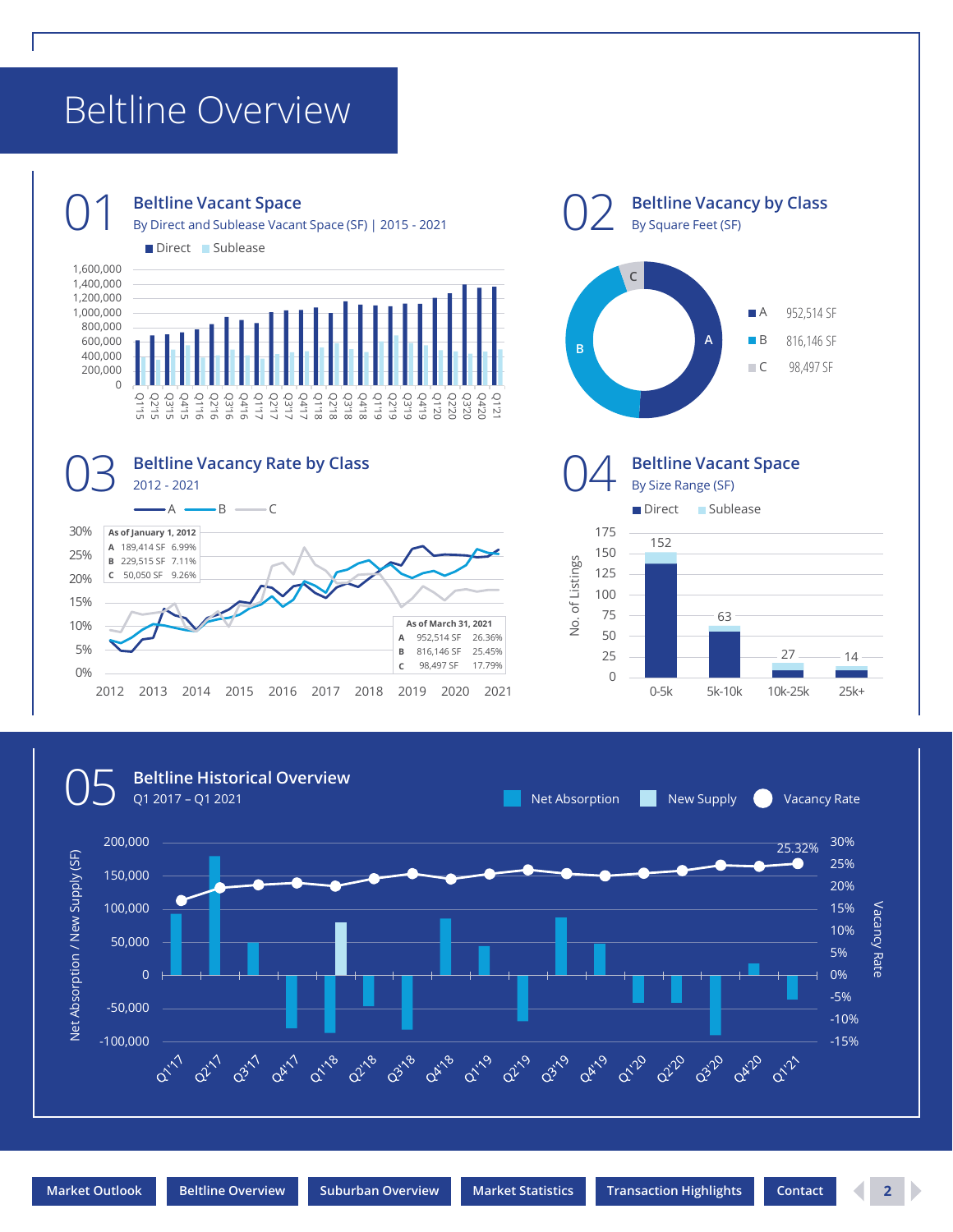# Beltline Overview

## 01 Beltline Vacant Space

By Direct and Sublease Vacant Space (SF) | 2015 - 2021

■ Direct ■ Sublease

## 02 Beltline Vacancy by Class

By Square Feet (SF)

| Class | SF |
|---|---|
| A | 952,514 SF |
| B | 816,146 SF |
| C | 98,497 SF |

## 03 Beltline Vacancy Rate by Class

2012 - 2021

**As of January 1, 2012**

| Class | SF | Rate |
|---|---|---|
| A | 189,414 SF | 6.99% |
| B | 229,515 SF | 7.11% |
| C | 50,050 SF | 9.26% |

**As of March 31, 2021**

| Class | SF | Rate |
|---|---|---|
| A | 952,514 SF | 26.36% |
| B | 816,146 SF | 25.45% |
| C | 98,497 SF | 17.79% |

## 04 Beltline Vacant Space

By Size Range (SF)

| Size Range | No. of Listings |
|---|---|
| 0-5k | 152 |
| 5k-10k | 63 |
| 10k-25k | 27 |
| 25k+ | 14 |

## 05 Beltline Historical Overview

Q1 2017 – Q1 2021

Net Absorption | New Supply | Vacancy Rate

Vacancy Rate Q1'21: 25.32%

Market Outlook | Beltline Overview | Suburban Overview | Market Statistics | Transaction Highlights | Contact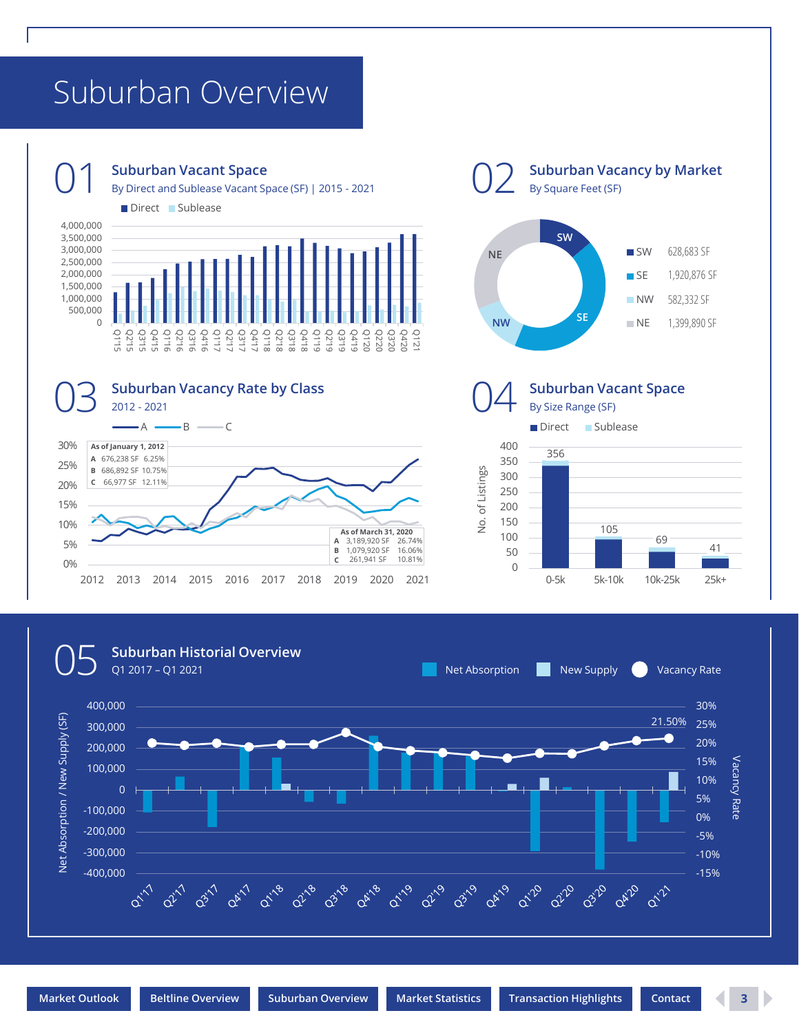# Suburban Overview

## 01 Suburban Vacant Space

By Direct and Sublease Vacant Space (SF) | 2015 - 2021

■ Direct ■ Sublease

## 02 Suburban Vacancy by Market

By Square Feet (SF)

| Market | SF |
|---|---|
| SW | 628,683 SF |
| SE | 1,920,876 SF |
| NW | 582,332 SF |
| NE | 1,399,890 SF |

## 03 Suburban Vacancy Rate by Class

2012 - 2021

**As of January 1, 2012**

| Class | SF | Rate |
|---|---|---|
| A | 676,238 SF | 6.25% |
| B | 686,892 SF | 10.75% |
| C | 66,977 SF | 12.11% |

**As of March 31, 2020**

| Class | SF | Rate |
|---|---|---|
| A | 3,189,920 SF | 26.74% |
| B | 1,079,920 SF | 16.06% |
| C | 261,941 SF | 10.81% |

## 04 Suburban Vacant Space

By Size Range (SF)

■ Direct ■ Sublease

| Size Range | No. of Listings |
|---|---|
| 0-5k | 356 |
| 5k-10k | 105 |
| 10k-25k | 69 |
| 25k+ | 41 |

## 05 Suburban Historial Overview

Q1 2017 – Q1 2021

Net Absorption · New Supply · Vacancy Rate

21.50%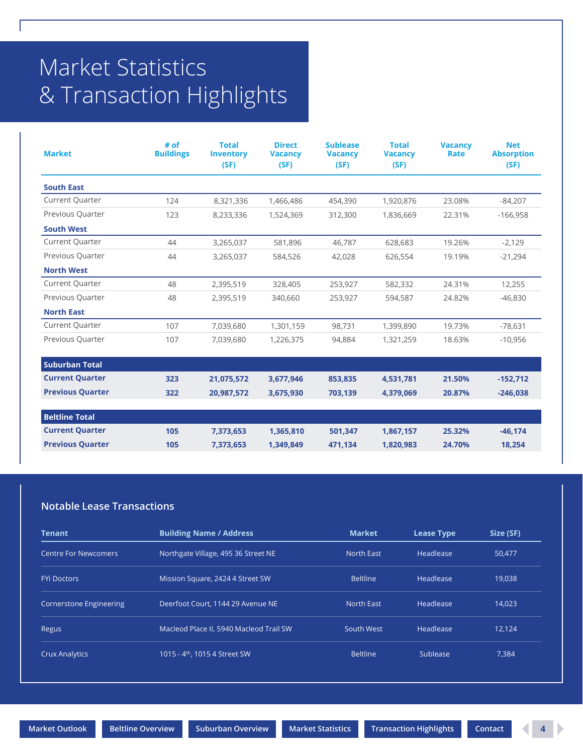# Market Statistics & Transaction Highlights

| Market | # of Buildings | Total Inventory (SF) | Direct Vacancy (SF) | Sublease Vacancy (SF) | Total Vacancy (SF) | Vacancy Rate | Net Absorption (SF) |
|---|---|---|---|---|---|---|---|
| **South East** | | | | | | | |
| Current Quarter | 124 | 8,321,336 | 1,466,486 | 454,390 | 1,920,876 | 23.08% | -84,207 |
| Previous Quarter | 123 | 8,233,336 | 1,524,369 | 312,300 | 1,836,669 | 22.31% | -166,958 |
| **South West** | | | | | | | |
| Current Quarter | 44 | 3,265,037 | 581,896 | 46,787 | 628,683 | 19.26% | -2,129 |
| Previous Quarter | 44 | 3,265,037 | 584,526 | 42,028 | 626,554 | 19.19% | -21,294 |
| **North West** | | | | | | | |
| Current Quarter | 48 | 2,395,519 | 328,405 | 253,927 | 582,332 | 24.31% | 12,255 |
| Previous Quarter | 48 | 2,395,519 | 340,660 | 253,927 | 594,587 | 24.82% | -46,830 |
| **North East** | | | | | | | |
| Current Quarter | 107 | 7,039,680 | 1,301,159 | 98,731 | 1,399,890 | 19.73% | -78,631 |
| Previous Quarter | 107 | 7,039,680 | 1,226,375 | 94,884 | 1,321,259 | 18.63% | -10,956 |
| **Suburban Total** | | | | | | | |
| **Current Quarter** | **323** | **21,075,572** | **3,677,946** | **853,835** | **4,531,781** | **21.50%** | **-152,712** |
| **Previous Quarter** | **322** | **20,987,572** | **3,675,930** | **703,139** | **4,379,069** | **20.87%** | **-246,038** |
| **Beltline Total** | | | | | | | |
| **Current Quarter** | **105** | **7,373,653** | **1,365,810** | **501,347** | **1,867,157** | **25.32%** | **-46,174** |
| **Previous Quarter** | **105** | **7,373,653** | **1,349,849** | **471,134** | **1,820,983** | **24.70%** | **18,254** |

## Notable Lease Transactions

| Tenant | Building Name / Address | Market | Lease Type | Size (SF) |
|---|---|---|---|---|
| Centre For Newcomers | Northgate Village, 495 36 Street NE | North East | Headlease | 50,477 |
| FYi Doctors | Mission Square, 2424 4 Street SW | Beltline | Headlease | 19,038 |
| Cornerstone Engineering | Deerfoot Court, 1144 29 Avenue NE | North East | Headlease | 14,023 |
| Regus | Macleod Place II, 5940 Macleod Trail SW | South West | Headlease | 12,124 |
| Crux Analytics | 1015 - 4th, 1015 4 Street SW | Beltline | Sublease | 7,384 |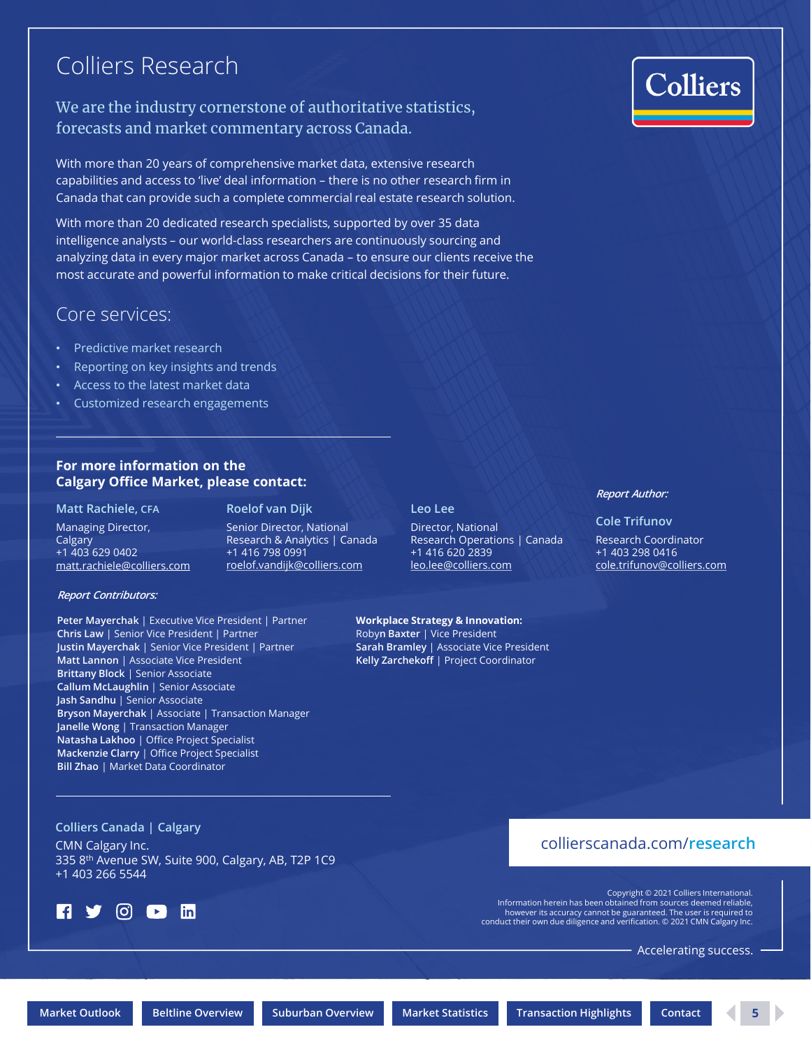# Colliers Research

## We are the industry cornerstone of authoritative statistics, forecasts and market commentary across Canada.

With more than 20 years of comprehensive market data, extensive research capabilities and access to 'live' deal information – there is no other research firm in Canada that can provide such a complete commercial real estate research solution.

With more than 20 dedicated research specialists, supported by over 35 data intelligence analysts – our world-class researchers are continuously sourcing and analyzing data in every major market across Canada – to ensure our clients receive the most accurate and powerful information to make critical decisions for their future.

## Core services:

- Predictive market research
- Reporting on key insights and trends
- Access to the latest market data
- Customized research engagements

### For more information on the Calgary Office Market, please contact:

**Matt Rachiele, CFA**
Managing Director, Calgary
+1 403 629 0402
matt.rachiele@colliers.com

**Roelof van Dijk**
Senior Director, National Research & Analytics | Canada
+1 416 798 0991
roelof.vandijk@colliers.com

**Leo Lee**
Director, National Research Operations | Canada
+1 416 620 2839
leo.lee@colliers.com

*Report Author:*

**Cole Trifunov**
Research Coordinator
+1 403 298 0416
cole.trifunov@colliers.com

*Report Contributors:*

**Peter Mayerchak** | Executive Vice President | Partner
**Chris Law** | Senior Vice President | Partner
**Justin Mayerchak** | Senior Vice President | Partner
**Matt Lannon** | Associate Vice President
**Brittany Block** | Senior Associate
**Callum McLaughlin** | Senior Associate
**Jash Sandhu** | Senior Associate
**Bryson Mayerchak** | Associate | Transaction Manager
**Janelle Wong** | Transaction Manager
**Natasha Lakhoo** | Office Project Specialist
**Mackenzie Clarry** | Office Project Specialist
**Bill Zhao** | Market Data Coordinator

**Workplace Strategy & Innovation:**
Robyn **Baxter** | Vice President
**Sarah Bramley** | Associate Vice President
**Kelly Zarchekoff** | Project Coordinator

**Colliers Canada | Calgary**
CMN Calgary Inc.
335 8th Avenue SW, Suite 900, Calgary, AB, T2P 1C9
+1 403 266 5544

collierscanada.com/research

Copyright © 2021 Colliers International.
Information herein has been obtained from sources deemed reliable, however its accuracy cannot be guaranteed. The user is required to conduct their own due diligence and verification. © 2021 CMN Calgary Inc.

Accelerating success.